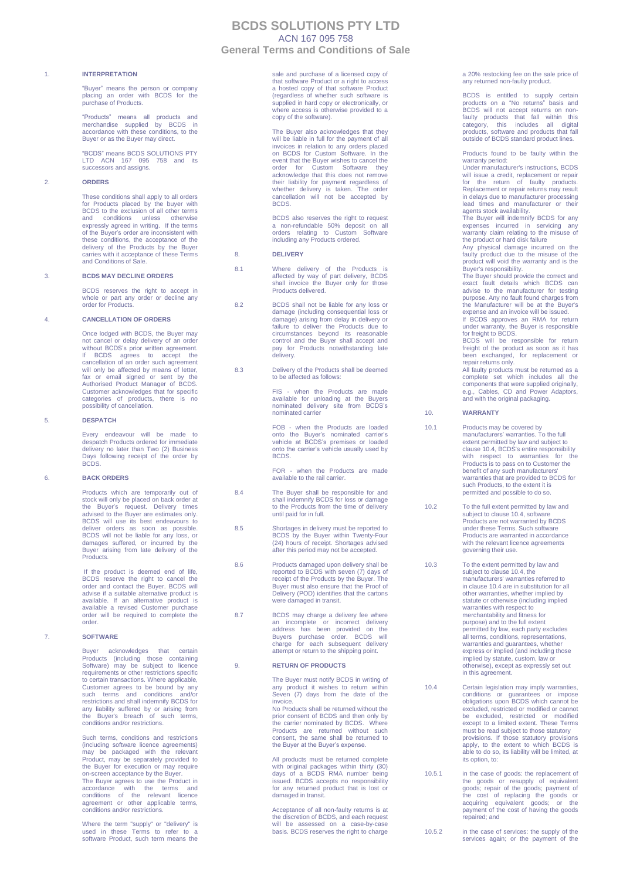# BCDS SOLUTIONS PTY LTD

ACN 167 095 758

## General Terms and Conditions of Sale

### 1. INTERPRETATION

"Buyer" means the person or company placing an order with BCDS for the purchase of Products.

"Products" means all products and merchandise supplied by BCDS in accordance with these conditions, to the Buyer or as the Buyer may direct.

"BCDS" means BCDS SOLUTIONS PTY LTD ACN 167 095 758 and its successors and assigns.

### 2. ORDERS

These conditions shall apply to all orders for Products placed by the buyer with BCDS to the exclusion of all other terms and conditions unless otherwise expressly agreed in writing. If the terms of the Buyer's order are inconsistent with these conditions, the acceptance of the delivery of the Products by the Buyer carries with it acceptance of these Terms and Conditions of Sale.

### 3. BCDS MAY DECLINE ORDERS

BCDS reserves the right to accept in whole or part any order or decline any order for Products.

### 4. CANCELLATION OF ORDERS

Once lodged with BCDS, the Buyer may not cancel or delay delivery of an order without BCDS's prior written agreement. If BCDS agrees to accept the cancellation of an order such agreement will only be affected by means of letter, fax or email signed or sent by the Authorised Product Manager of BCDS. Customer acknowledges that for specific categories of products, there is no possibility of cancellation.

### 5. DESPATCH

Every endeavour will be made to despatch Products ordered for immediate delivery no later than Two (2) Business Days following receipt of the order by BCDS.

### 6. BACK ORDERS

Products which are temporarily out of stock will only be placed on back order at the Buyer's request. Delivery times advised to the Buyer are estimates only. BCDS will use its best endeavours to deliver orders as soon as possible. BCDS will not be liable for any loss, or damages suffered, or incurred by the Buyer arising from late delivery of the Products.

If the product is deemed end of life, BCDS reserve the right to cancel the order and contact the Buyer. BCDS will advise if a suitable alternative product is available. If an alternative product is available a revised Customer purchase order will be required to complete the order.

### 7. SOFTWARE

Buyer acknowledges that certain Products (including those containing Software) may be subject to licence requirements or other restrictions specific to certain transactions. Where applicable, Customer agrees to be bound by any such terms and conditions and/or restrictions and shall indemnify BCDS for any liability suffered by or arising from the Buyer's breach of such terms, conditions and/or restrictions.

Such terms, conditions and restrictions (including software licence agreements) may be packaged with the relevant Product, may be separately provided to the Buyer for execution or may require on-screen acceptance by the Buyer.
The Buyer agrees to use the Product in accordance with the terms and conditions of the relevant licence agreement or other applicable terms, conditions and/or restrictions.

Where the term "supply" or "delivery" is used in these Terms to refer to a software Product, such term means the sale and purchase of a licensed copy of that software Product or a right to access a hosted copy of that software Product (regardless of whether such software is supplied in hard copy or electronically, or where access is otherwise provided to a copy of the software).

The Buyer also acknowledges that they will be liable in full for the payment of all invoices in relation to any orders placed on BCDS for Custom Software. In the event that the Buyer wishes to cancel the order for Custom Software they acknowledge that this does not remove their liability for payment regardless of whether delivery is taken. The order cancellation will not be accepted by BCDS.

BCDS also reserves the right to request a non-refundable 50% deposit on all orders relating to Custom Software including any Products ordered.

### 8. DELIVERY

8.1 Where delivery of the Products is affected by way of part delivery, BCDS shall invoice the Buyer only for those Products delivered.

8.2 BCDS shall not be liable for any loss or damage (including consequential loss or damage) arising from delay in delivery or failure to deliver the Products due to circumstances beyond its reasonable control and the Buyer shall accept and pay for Products notwithstanding late delivery.

8.3 Delivery of the Products shall be deemed to be affected as follows:

FIS - when the Products are made available for unloading at the Buyers nominated delivery site from BCDS's nominated carrier

FOB - when the Products are loaded onto the Buyer's nominated carrier's vehicle at BCDS's premises or loaded onto the carrier's vehicle usually used by BCDS.

FOR - when the Products are made available to the rail carrier.

8.4 The Buyer shall be responsible for and shall indemnify BCDS for loss or damage to the Products from the time of delivery until paid for in full.

8.5 Shortages in delivery must be reported to BCDS by the Buyer within Twenty-Four (24) hours of receipt. Shortages advised after this period may not be accepted.

8.6 Products damaged upon delivery shall be reported to BCDS with seven (7) days of receipt of the Products by the Buyer. The Buyer must also ensure that the Proof of Delivery (POD) identifies that the cartons were damaged in transit.

8.7 BCDS may charge a delivery fee where an incomplete or incorrect delivery address has been provided on the Buyers purchase order. BCDS will charge for each subsequent delivery attempt or return to the shipping point.

### 9. RETURN OF PRODUCTS

The Buyer must notify BCDS in writing of any product it wishes to return within Seven (7) days from the date of the invoice.
No Products shall be returned without the prior consent of BCDS and then only by the carrier nominated by BCDS. Where Products are returned without such consent, the same shall be returned to the Buyer at the Buyer's expense.

All products must be returned complete with original packages within thirty (30) days of a BCDS RMA number being issued. BCDS accepts no responsibility for any returned product that is lost or damaged in transit.

Acceptance of all non-faulty returns is at the discretion of BCDS, and each request will be assessed on a case-by-case basis. BCDS reserves the right to charge a 20% restocking fee on the sale price of any returned non-faulty product.

BCDS is entitled to supply certain products on a "No returns" basis and BCDS will not accept returns on non-faulty products that fall within this category, this includes all digital products, software and products that fall outside of BCDS standard product lines.

Products found to be faulty within the warranty period:
Under manufacturer's instructions, BCDS will issue a credit, replacement or repair for the return of faulty products. Replacement or repair returns may result in delays due to manufacturer processing lead times and manufacturer or their agents stock availability.
The Buyer will indemnify BCDS for any expenses incurred in servicing any warranty claim relating to the misuse of the product or hard disk failure
Any physical damage incurred on the faulty product due to the misuse of the product will void the warranty and is the Buyer's responsibility.
The Buyer should provide the correct and exact fault details which BCDS can advise to the manufacturer for testing purpose. Any no fault found charges from the Manufacturer will be at the Buyer's expense and an invoice will be issued.
If BCDS approves an RMA for return under warranty, the Buyer is responsible for freight to BCDS.
BCDS will be responsible for return freight of the product as soon as it has been exchanged, for replacement or repair returns only.
All faulty products must be returned as a complete set which includes all the components that were supplied originally, e.g., Cables, CD and Power Adaptors, and with the original packaging.

### 10. WARRANTY

10.1 Products may be covered by manufacturers' warranties. To the full extent permitted by law and subject to clause 10.4, BCDS's entire responsibility with respect to warranties for the Products is to pass on to Customer the benefit of any such manufacturers' warranties that are provided to BCDS for such Products, to the extent it is permitted and possible to do so.

10.2 To the full extent permitted by law and subject to clause 10.4, software Products are not warranted by BCDS under these Terms. Such software Products are warranted in accordance with the relevant licence agreements governing their use.

10.3 To the extent permitted by law and subject to clause 10.4, the manufacturers' warranties referred to in clause 10.4 are in substitution for all other warranties, whether implied by statute or otherwise (including implied warranties with respect to merchantability and fitness for purpose) and to the full extent permitted by law, each party excludes all terms, conditions, representations, warranties and guarantees, whether express or implied (and including those implied by statute, custom, law or otherwise), except as expressly set out in this agreement.

10.4 Certain legislation may imply warranties, conditions or guarantees or impose obligations upon BCDS which cannot be excluded, restricted or modified or cannot be excluded, restricted or modified except to a limited extent. These Terms must be read subject to those statutory provisions. If those statutory provisions apply, to the extent to which BCDS is able to do so, its liability will be limited, at its option, to:

10.5.1 in the case of goods: the replacement of the goods or resupply of equivalent goods; repair of the goods; payment of the cost of replacing the goods or acquiring equivalent goods; or the payment of the cost of having the goods repaired; and

10.5.2 in the case of services: the supply of the services again; or the payment of the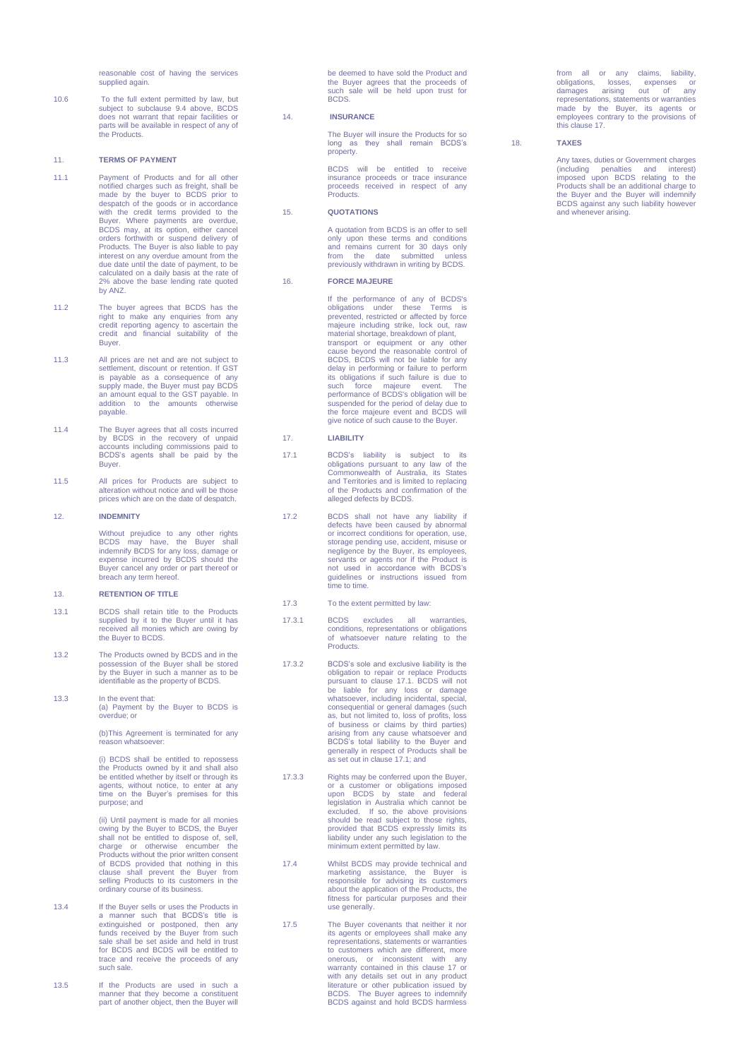reasonable cost of having the services supplied again.

10.6 To the full extent permitted by law, but subject to subclause 9.4 above, BCDS does not warrant that repair facilities or parts will be available in respect of any of the Products.

## 11. TERMS OF PAYMENT

11.1 Payment of Products and for all other notified charges such as freight, shall be made by the buyer to BCDS prior to despatch of the goods or in accordance with the credit terms provided to the Buyer. Where payments are overdue, BCDS may, at its option, either cancel orders forthwith or suspend delivery of Products. The Buyer is also liable to pay interest on any overdue amount from the due date until the date of payment, to be calculated on a daily basis at the rate of 2% above the base lending rate quoted by ANZ.

11.2 The buyer agrees that BCDS has the right to make any enquiries from any credit reporting agency to ascertain the credit and financial suitability of the Buyer.

11.3 All prices are net and are not subject to settlement, discount or retention. If GST is payable as a consequence of any supply made, the Buyer must pay BCDS an amount equal to the GST payable. In addition to the amounts otherwise payable.

11.4 The Buyer agrees that all costs incurred by BCDS in the recovery of unpaid accounts including commissions paid to BCDS's agents shall be paid by the Buyer.

11.5 All prices for Products are subject to alteration without notice and will be those prices which are on the date of despatch.

## 12. INDEMNITY

Without prejudice to any other rights BCDS may have, the Buyer shall indemnify BCDS for any loss, damage or expense incurred by BCDS should the Buyer cancel any order or part thereof or breach any term hereof.

## 13. RETENTION OF TITLE

13.1 BCDS shall retain title to the Products supplied by it to the Buyer until it has received all monies which are owing by the Buyer to BCDS.

13.2 The Products owned by BCDS and in the possession of the Buyer shall be stored by the Buyer in such a manner as to be identifiable as the property of BCDS.

13.3 In the event that:
(a) Payment by the Buyer to BCDS is overdue; or

(b)This Agreement is terminated for any reason whatsoever:

(i) BCDS shall be entitled to repossess the Products owned by it and shall also be entitled whether by itself or through its agents, without notice, to enter at any time on the Buyer's premises for this purpose; and

(ii) Until payment is made for all monies owing by the Buyer to BCDS, the Buyer shall not be entitled to dispose of, sell, charge or otherwise encumber the Products without the prior written consent of BCDS provided that nothing in this clause shall prevent the Buyer from selling Products to its customers in the ordinary course of its business.

13.4 If the Buyer sells or uses the Products in a manner such that BCDS's title is extinguished or postponed, then any funds received by the Buyer from such sale shall be set aside and held in trust for BCDS and BCDS will be entitled to trace and receive the proceeds of any such sale.

13.5 If the Products are used in such a manner that they become a constituent part of another object, then the Buyer will be deemed to have sold the Product and the Buyer agrees that the proceeds of such sale will be held upon trust for BCDS.

## 14. INSURANCE

The Buyer will insure the Products for so long as they shall remain BCDS's property.

BCDS will be entitled to receive insurance proceeds or trace insurance proceeds received in respect of any Products.

## 15. QUOTATIONS

A quotation from BCDS is an offer to sell only upon these terms and conditions and remains current for 30 days only from the date submitted unless previously withdrawn in writing by BCDS.

## 16. FORCE MAJEURE

If the performance of any of BCDS's obligations under these Terms is prevented, restricted or affected by force majeure including strike, lock out, raw material shortage, breakdown of plant, transport or equipment or any other cause beyond the reasonable control of BCDS, BCDS will not be liable for any delay in performing or failure to perform its obligations if such failure is due to such force majeure event. The performance of BCDS's obligation will be suspended for the period of delay due to the force majeure event and BCDS will give notice of such cause to the Buyer.

## 17. LIABILITY

17.1 BCDS's liability is subject to its obligations pursuant to any law of the Commonwealth of Australia, its States and Territories and is limited to replacing of the Products and confirmation of the alleged defects by BCDS.

17.2 BCDS shall not have any liability if defects have been caused by abnormal or incorrect conditions for operation, use, storage pending use, accident, misuse or negligence by the Buyer, its employees, servants or agents nor if the Product is not used in accordance with BCDS's guidelines or instructions issued from time to time.

17.3 To the extent permitted by law:

17.3.1 BCDS excludes all warranties, conditions, representations or obligations of whatsoever nature relating to the Products.

17.3.2 BCDS's sole and exclusive liability is the obligation to repair or replace Products pursuant to clause 17.1. BCDS will not be liable for any loss or damage whatsoever, including incidental, special, consequential or general damages (such as, but not limited to, loss of profits, loss of business or claims by third parties) arising from any cause whatsoever and BCDS's total liability to the Buyer and generally in respect of Products shall be as set out in clause 17.1; and

17.3.3 Rights may be conferred upon the Buyer, or a customer or obligations imposed upon BCDS by state and federal legislation in Australia which cannot be excluded. If so, the above provisions should be read subject to those rights, provided that BCDS expressly limits its liability under any such legislation to the minimum extent permitted by law.

17.4 Whilst BCDS may provide technical and marketing assistance, the Buyer is responsible for advising its customers about the application of the Products, the fitness for particular purposes and their use generally.

17.5 The Buyer covenants that neither it nor its agents or employees shall make any representations, statements or warranties to customers which are different, more onerous, or inconsistent with any warranty contained in this clause 17 or with any details set out in any product literature or other publication issued by BCDS. The Buyer agrees to indemnify BCDS against and hold BCDS harmless from all or any claims, liability, obligations, losses, expenses or damages arising out of any representations, statements or warranties made by the Buyer, its agents or employees contrary to the provisions of this clause 17.

## 18. TAXES

Any taxes, duties or Government charges (including penalties and interest) imposed upon BCDS relating to the Products shall be an additional charge to the Buyer and the Buyer will indemnify BCDS against any such liability however and whenever arising.